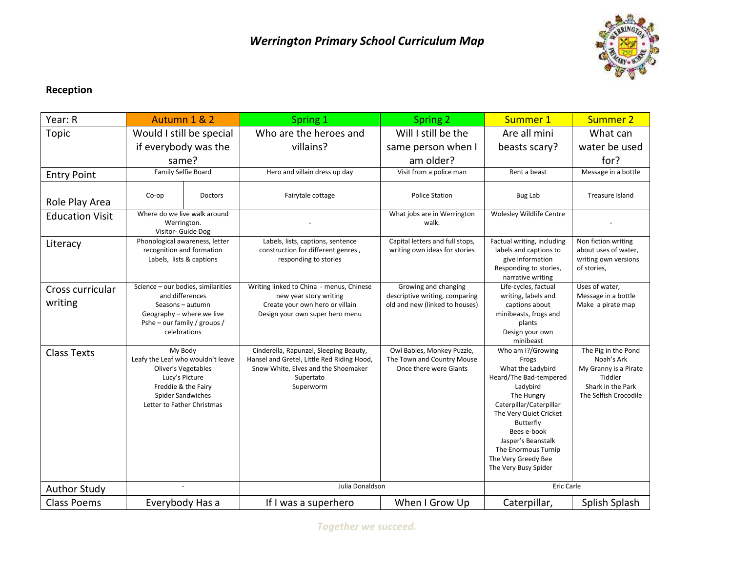# *Werrington Primary School Curriculum Map*

**Reception**

| Year: R | Autumn 1 & 2 | | Spring 1 | Spring 2 | Summer 1 | Summer 2 |
|---|---|---|---|---|---|---|
| Topic | Would I still be special if everybody was the same? | | Who are the heroes and villains? | Will I still be the same person when I am older? | Are all mini beasts scary? | What can water be used for? |
| Entry Point | Family Selfie Board | | Hero and villain dress up day | Visit from a police man | Rent a beast | Message in a bottle |
| Role Play Area | Co-op | Doctors | Fairytale cottage | Police Station | Bug Lab | Treasure Island |
| Education Visit | Where do we live walk around Werrington.<br>Visitor- Guide Dog | | - | What jobs are in Werrington walk. | Wolesley Wildlife Centre | - |
| Literacy | Phonological awareness, letter recognition and formation<br>Labels, lists & captions | | Labels, lists, captions, sentence construction for different genres , responding to stories | Capital letters and full stops, writing own ideas for stories | Factual writing, including labels and captions to give information<br>Responding to stories, narrative writing | Non fiction writing about uses of water, writing own versions of stories, |
| Cross curricular writing | Science – our bodies, similarities and differences<br>Seasons – autumn<br>Geography – where we live<br>Pshe – our family / groups / celebrations | | Writing linked to China - menus, Chinese new year story writing<br>Create your own hero or villain<br>Design your own super hero menu | Growing and changing descriptive writing, comparing old and new (linked to houses) | Life-cycles, factual writing, labels and captions about minibeasts, frogs and plants<br>Design your own minibeast | Uses of water,<br>Message in a bottle<br>Make a pirate map |
| Class Texts | My Body<br>Leafy the Leaf who wouldn't leave<br>Oliver's Vegetables<br>Lucy's Picture<br>Freddie & the Fairy<br>Spider Sandwiches<br>Letter to Father Christmas | | Cinderella, Rapunzel, Sleeping Beauty, Hansel and Gretel, Little Red Riding Hood, Snow White, Elves and the Shoemaker<br>Supertato<br>Superworm | Owl Babies, Monkey Puzzle, The Town and Country Mouse<br>Once there were Giants | Who am I?/Growing Frogs<br>What the Ladybird Heard/The Bad-tempered Ladybird<br>The Hungry Caterpillar/Caterpillar<br>The Very Quiet Cricket<br>Butterfly<br>Bees e-book<br>Jasper's Beanstalk<br>The Enormous Turnip<br>The Very Greedy Bee<br>The Very Busy Spider | The Pig in the Pond<br>Noah's Ark<br>My Granny is a Pirate<br>Tiddler<br>Shark in the Park<br>The Selfish Crocodile |
| Author Study | - | | Julia Donaldson | | Eric Carle | |
| Class Poems | Everybody Has a | | If I was a superhero | When I Grow Up | Caterpillar, | Splish Splash |

*Together we succeed.*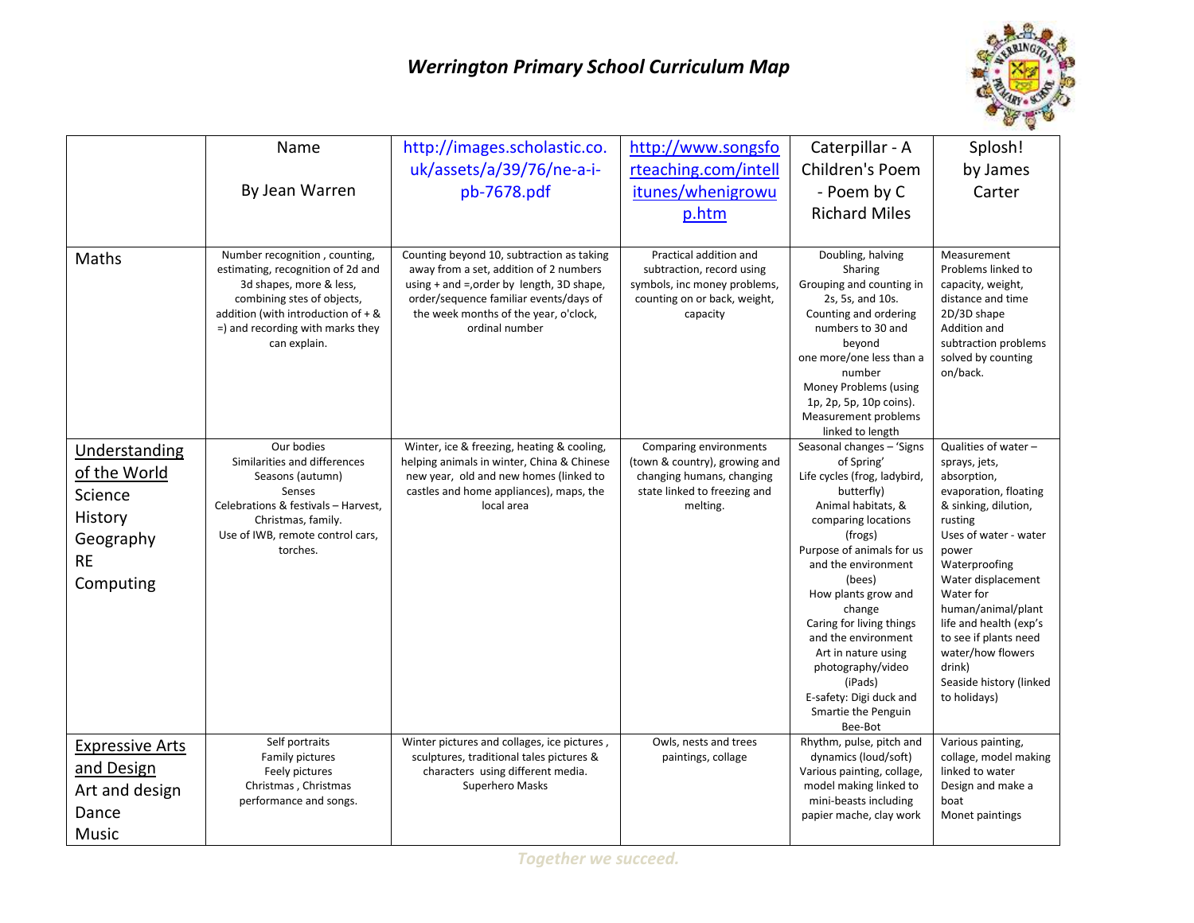# *Werrington Primary School Curriculum Map*

| | Name<br><br>By Jean Warren | http://images.scholastic.co.uk/assets/a/39/76/ne-a-i-pb-7678.pdf | http://www.songsforteaching.com/intellitunes/whenigrowup.htm | Caterpillar - A Children's Poem - Poem by C Richard Miles | Splosh! by James Carter |
|---|---|---|---|---|---|
| Maths | Number recognition , counting, estimating, recognition of 2d and 3d shapes, more & less, combining stes of objects, addition (with introduction of + & =) and recording with marks they can explain. | Counting beyond 10, subtraction as taking away from a set, addition of 2 numbers using + and =,order by length, 3D shape, order/sequence familiar events/days of the week months of the year, o'clock, ordinal number | Practical addition and subtraction, record using symbols, inc money problems, counting on or back, weight, capacity | Doubling, halving<br>Sharing<br>Grouping and counting in 2s, 5s, and 10s.<br>Counting and ordering numbers to 30 and beyond<br>one more/one less than a number<br>Money Problems (using 1p, 2p, 5p, 10p coins).<br>Measurement problems linked to length | Measurement Problems linked to capacity, weight, distance and time<br>2D/3D shape<br>Addition and subtraction problems solved by counting on/back. |
| Understanding of the World<br>Science<br>History<br>Geography<br>RE<br>Computing | Our bodies<br>Similarities and differences<br>Seasons (autumn)<br>Senses<br>Celebrations & festivals – Harvest, Christmas, family.<br>Use of IWB, remote control cars, torches. | Winter, ice & freezing, heating & cooling, helping animals in winter, China & Chinese new year, old and new homes (linked to castles and home appliances), maps, the local area | Comparing environments (town & country), growing and changing humans, changing state linked to freezing and melting. | Seasonal changes – 'Signs of Spring'<br>Life cycles (frog, ladybird, butterfly)<br>Animal habitats, & comparing locations (frogs)<br>Purpose of animals for us and the environment (bees)<br>How plants grow and change<br>Caring for living things and the environment<br>Art in nature using photography/video (iPads)<br>E-safety: Digi duck and Smartie the Penguin<br>Bee-Bot | Qualities of water – sprays, jets, absorption, evaporation, floating & sinking, dilution, rusting<br>Uses of water - water power<br>Waterproofing<br>Water displacement<br>Water for human/animal/plant life and health (exp's to see if plants need water/how flowers drink)<br>Seaside history (linked to holidays) |
| Expressive Arts and Design<br>Art and design<br>Dance<br>Music | Self portraits<br>Family pictures<br>Feely pictures<br>Christmas , Christmas performance and songs. | Winter pictures and collages, ice pictures , sculptures, traditional tales pictures & characters using different media.<br>Superhero Masks | Owls, nests and trees paintings, collage | Rhythm, pulse, pitch and dynamics (loud/soft)<br>Various painting, collage, model making linked to mini-beasts including papier mache, clay work | Various painting, collage, model making linked to water<br>Design and make a boat<br>Monet paintings |

*Together we succeed.*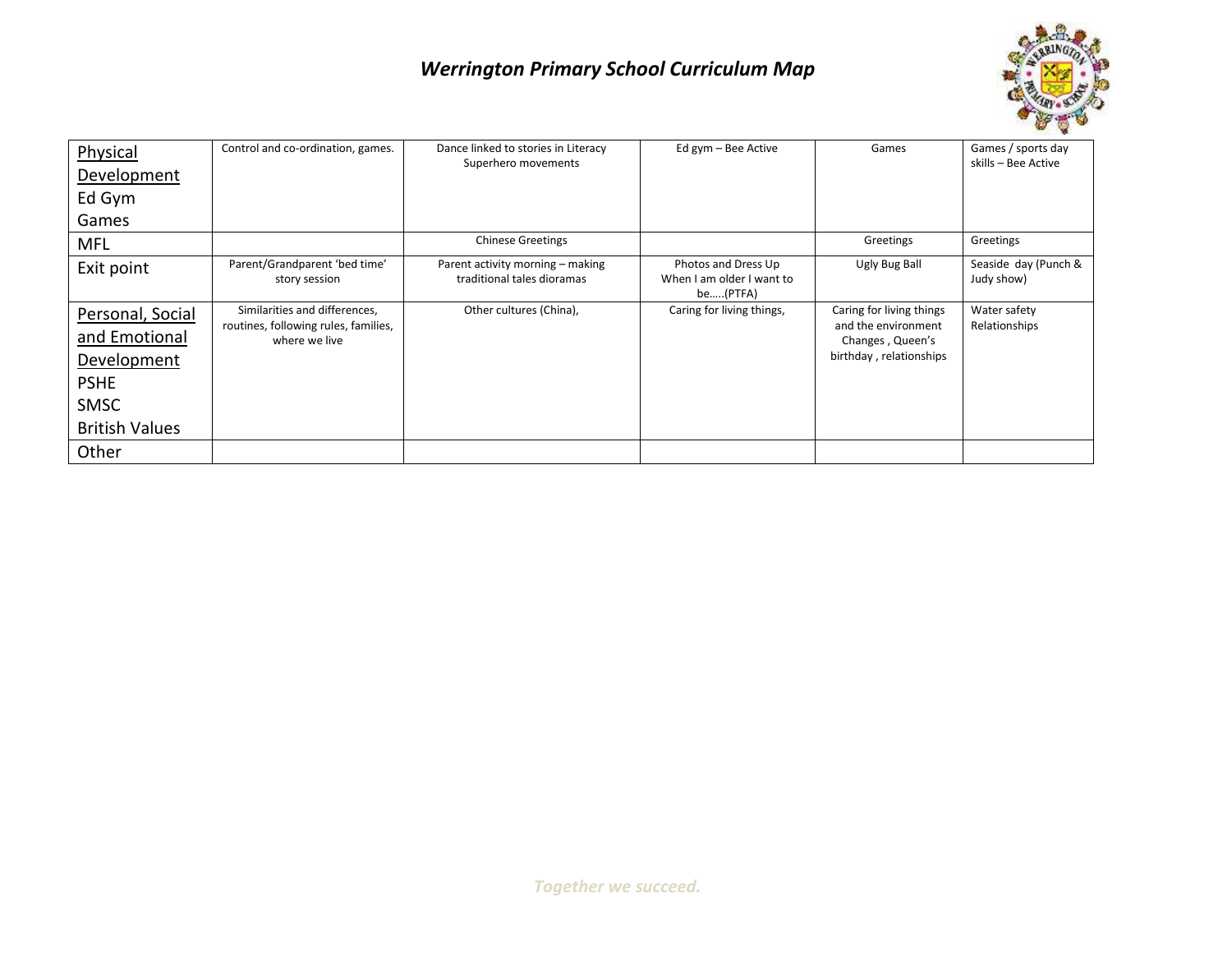# *Werrington Primary School Curriculum Map*

| | | | | | |
|---|---|---|---|---|---|
| <u>Physical Development</u><br>Ed Gym<br>Games | Control and co-ordination, games. | Dance linked to stories in Literacy<br>Superhero movements | Ed gym – Bee Active | Games | Games / sports day skills – Bee Active |
| MFL | | Chinese Greetings | | Greetings | Greetings |
| Exit point | Parent/Grandparent 'bed time' story session | Parent activity morning – making traditional tales dioramas | Photos and Dress Up<br>When I am older I want to be…..(PTFA) | Ugly Bug Ball | Seaside day (Punch & Judy show) |
| <u>Personal, Social and Emotional Development</u><br>PSHE<br>SMSC<br>British Values | Similarities and differences, routines, following rules, families, where we live | Other cultures (China), | Caring for living things, | Caring for living things and the environment<br>Changes , Queen's birthday , relationships | Water safety<br>Relationships |
| Other | | | | | |

*Together we succeed.*